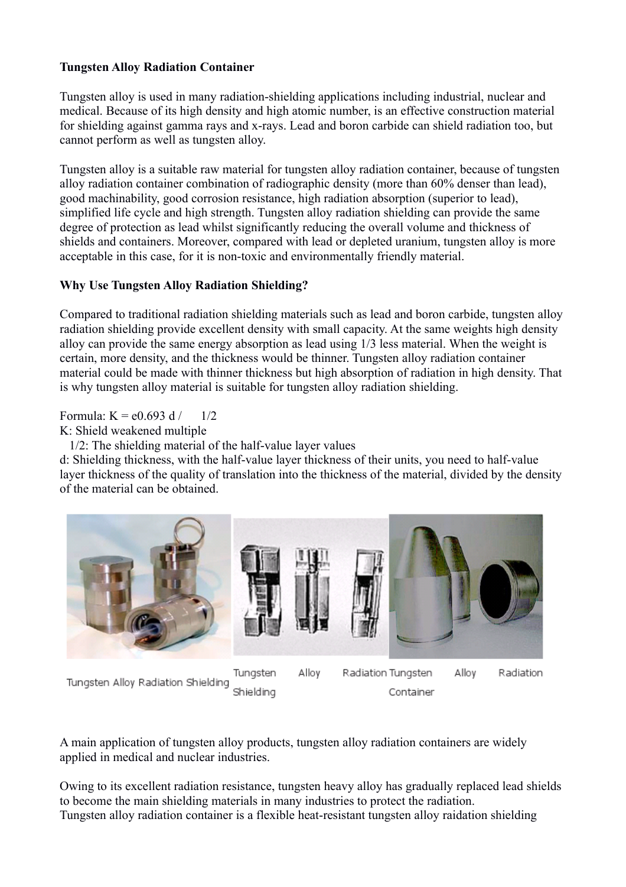**Tungsten Alloy Radiation Container**

Tungsten alloy is used in many radiation-shielding applications including industrial, nuclear and medical. Because of its high density and high atomic number, is an effective construction material for shielding against gamma rays and x-rays. Lead and boron carbide can shield radiation too, but cannot perform as well as tungsten alloy.

Tungsten alloy is a suitable raw material for tungsten alloy radiation container, because of tungsten alloy radiation container combination of radiographic density (more than 60% denser than lead), good machinability, good corrosion resistance, high radiation absorption (superior to lead), simplified life cycle and high strength. Tungsten alloy radiation shielding can provide the same degree of protection as lead whilst significantly reducing the overall volume and thickness of shields and containers. Moreover, compared with lead or depleted uranium, tungsten alloy is more acceptable in this case, for it is non-toxic and environmentally friendly material.

**Why Use Tungsten Alloy Radiation Shielding?**

Compared to traditional radiation shielding materials such as lead and boron carbide, tungsten alloy radiation shielding provide excellent density with small capacity. At the same weights high density alloy can provide the same energy absorption as lead using 1/3 less material. When the weight is certain, more density, and the thickness would be thinner. Tungsten alloy radiation container material could be made with thinner thickness but high absorption of radiation in high density. That is why tungsten alloy material is suitable for tungsten alloy radiation shielding.

Formula: K = e0.693 d /    1/2

K: Shield weakened multiple

  1/2: The shielding material of the half-value layer values

d: Shielding thickness, with the half-value layer thickness of their units, you need to half-value layer thickness of the quality of translation into the thickness of the material, divided by the density of the material can be obtained.

Tungsten Alloy Radiation Shielding

Tungsten Alloy Radiation Shielding

Tungsten Alloy Radiation Container

A main application of tungsten alloy products, tungsten alloy radiation containers are widely applied in medical and nuclear industries.

Owing to its excellent radiation resistance, tungsten heavy alloy has gradually replaced lead shields to become the main shielding materials in many industries to protect the radiation.
Tungsten alloy radiation container is a flexible heat-resistant tungsten alloy raidation shielding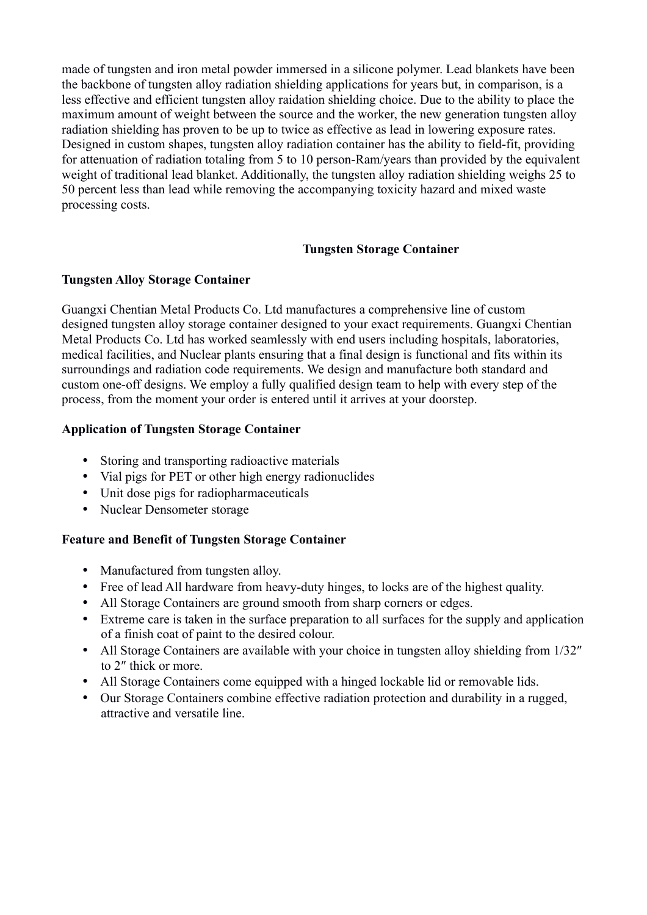made of tungsten and iron metal powder immersed in a silicone polymer. Lead blankets have been the backbone of tungsten alloy radiation shielding applications for years but, in comparison, is a less effective and efficient tungsten alloy raidation shielding choice. Due to the ability to place the maximum amount of weight between the source and the worker, the new generation tungsten alloy radiation shielding has proven to be up to twice as effective as lead in lowering exposure rates. Designed in custom shapes, tungsten alloy radiation container has the ability to field-fit, providing for attenuation of radiation totaling from 5 to 10 person-Ram/years than provided by the equivalent weight of traditional lead blanket. Additionally, the tungsten alloy radiation shielding weighs 25 to 50 percent less than lead while removing the accompanying toxicity hazard and mixed waste processing costs.

## Tungsten Storage Container

### Tungsten Alloy Storage Container

Guangxi Chentian Metal Products Co. Ltd manufactures a comprehensive line of custom designed tungsten alloy storage container designed to your exact requirements. Guangxi Chentian Metal Products Co. Ltd has worked seamlessly with end users including hospitals, laboratories, medical facilities, and Nuclear plants ensuring that a final design is functional and fits within its surroundings and radiation code requirements. We design and manufacture both standard and custom one-off designs. We employ a fully qualified design team to help with every step of the process, from the moment your order is entered until it arrives at your doorstep.

### Application of Tungsten Storage Container

- Storing and transporting radioactive materials
- Vial pigs for PET or other high energy radionuclides
- Unit dose pigs for radiopharmaceuticals
- Nuclear Densometer storage

### Feature and Benefit of Tungsten Storage Container

- Manufactured from tungsten alloy.
- Free of lead All hardware from heavy-duty hinges, to locks are of the highest quality.
- All Storage Containers are ground smooth from sharp corners or edges.
- Extreme care is taken in the surface preparation to all surfaces for the supply and application of a finish coat of paint to the desired colour.
- All Storage Containers are available with your choice in tungsten alloy shielding from 1/32″ to 2″ thick or more.
- All Storage Containers come equipped with a hinged lockable lid or removable lids.
- Our Storage Containers combine effective radiation protection and durability in a rugged, attractive and versatile line.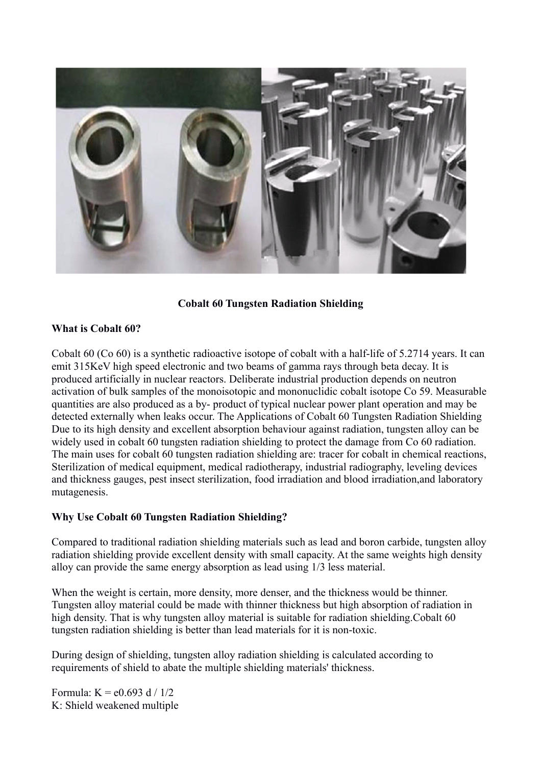**Cobalt 60 Tungsten Radiation Shielding**

**What is Cobalt 60?**

Cobalt 60 (Co 60) is a synthetic radioactive isotope of cobalt with a half-life of 5.2714 years. It can emit 315KeV high speed electronic and two beams of gamma rays through beta decay. It is produced artificially in nuclear reactors. Deliberate industrial production depends on neutron activation of bulk samples of the monoisotopic and mononuclidic cobalt isotope Co 59. Measurable quantities are also produced as a by- product of typical nuclear power plant operation and may be detected externally when leaks occur. The Applications of Cobalt 60 Tungsten Radiation Shielding Due to its high density and excellent absorption behaviour against radiation, tungsten alloy can be widely used in cobalt 60 tungsten radiation shielding to protect the damage from Co 60 radiation. The main uses for cobalt 60 tungsten radiation shielding are: tracer for cobalt in chemical reactions, Sterilization of medical equipment, medical radiotherapy, industrial radiography, leveling devices and thickness gauges, pest insect sterilization, food irradiation and blood irradiation,and laboratory mutagenesis.

**Why Use Cobalt 60 Tungsten Radiation Shielding?**

Compared to traditional radiation shielding materials such as lead and boron carbide, tungsten alloy radiation shielding provide excellent density with small capacity. At the same weights high density alloy can provide the same energy absorption as lead using 1/3 less material.

When the weight is certain, more density, more denser, and the thickness would be thinner. Tungsten alloy material could be made with thinner thickness but high absorption of radiation in high density. That is why tungsten alloy material is suitable for radiation shielding.Cobalt 60 tungsten radiation shielding is better than lead materials for it is non-toxic.

During design of shielding, tungsten alloy radiation shielding is calculated according to requirements of shield to abate the multiple shielding materials' thickness.

Formula: $K = e^{0.693\, d / 1/2}$

K: Shield weakened multiple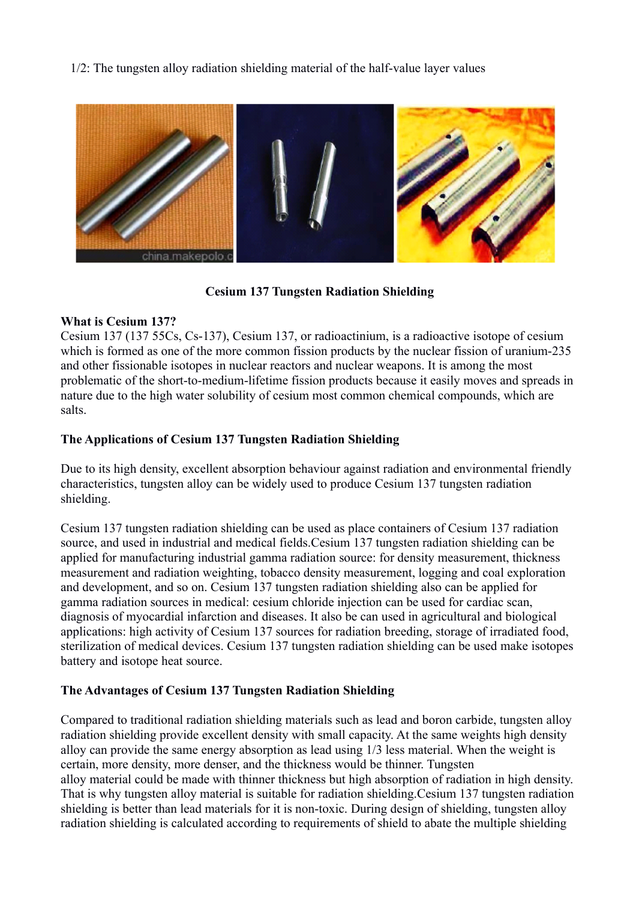1/2: The tungsten alloy radiation shielding material of the half-value layer values

**Cesium 137 Tungsten Radiation Shielding**

**What is Cesium 137?**

Cesium 137 (137 55Cs, Cs-137), Cesium 137, or radioactinium, is a radioactive isotope of cesium which is formed as one of the more common fission products by the nuclear fission of uranium-235 and other fissionable isotopes in nuclear reactors and nuclear weapons. It is among the most problematic of the short-to-medium-lifetime fission products because it easily moves and spreads in nature due to the high water solubility of cesium most common chemical compounds, which are salts.

**The Applications of Cesium 137 Tungsten Radiation Shielding**

Due to its high density, excellent absorption behaviour against radiation and environmental friendly characteristics, tungsten alloy can be widely used to produce Cesium 137 tungsten radiation shielding.

Cesium 137 tungsten radiation shielding can be used as place containers of Cesium 137 radiation source, and used in industrial and medical fields.Cesium 137 tungsten radiation shielding can be applied for manufacturing industrial gamma radiation source: for density measurement, thickness measurement and radiation weighting, tobacco density measurement, logging and coal exploration and development, and so on. Cesium 137 tungsten radiation shielding also can be applied for gamma radiation sources in medical: cesium chloride injection can be used for cardiac scan, diagnosis of myocardial infarction and diseases. It also be can used in agricultural and biological applications: high activity of Cesium 137 sources for radiation breeding, storage of irradiated food, sterilization of medical devices. Cesium 137 tungsten radiation shielding can be used make isotopes battery and isotope heat source.

**The Advantages of Cesium 137 Tungsten Radiation Shielding**

Compared to traditional radiation shielding materials such as lead and boron carbide, tungsten alloy radiation shielding provide excellent density with small capacity. At the same weights high density alloy can provide the same energy absorption as lead using 1/3 less material. When the weight is certain, more density, more denser, and the thickness would be thinner. Tungsten alloy material could be made with thinner thickness but high absorption of radiation in high density. That is why tungsten alloy material is suitable for radiation shielding.Cesium 137 tungsten radiation shielding is better than lead materials for it is non-toxic. During design of shielding, tungsten alloy radiation shielding is calculated according to requirements of shield to abate the multiple shielding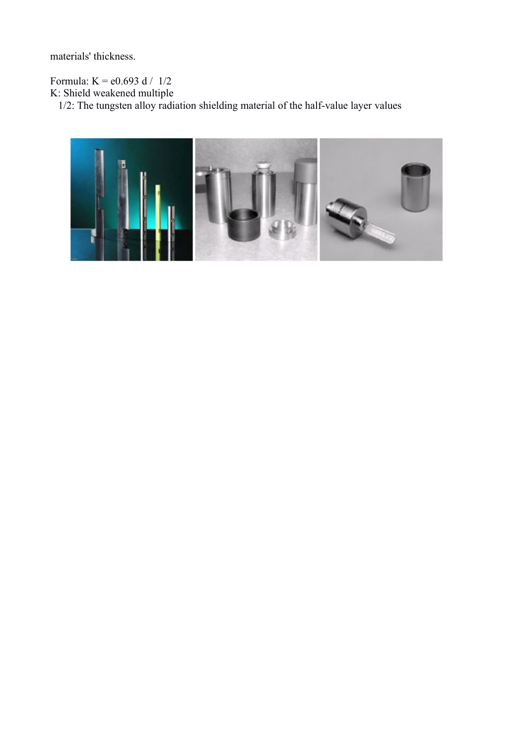materials' thickness.

Formula: $K = e^{0.693 d / \Delta 1/2}$

K: Shield weakened multiple

1/2: The tungsten alloy radiation shielding material of the half-value layer values